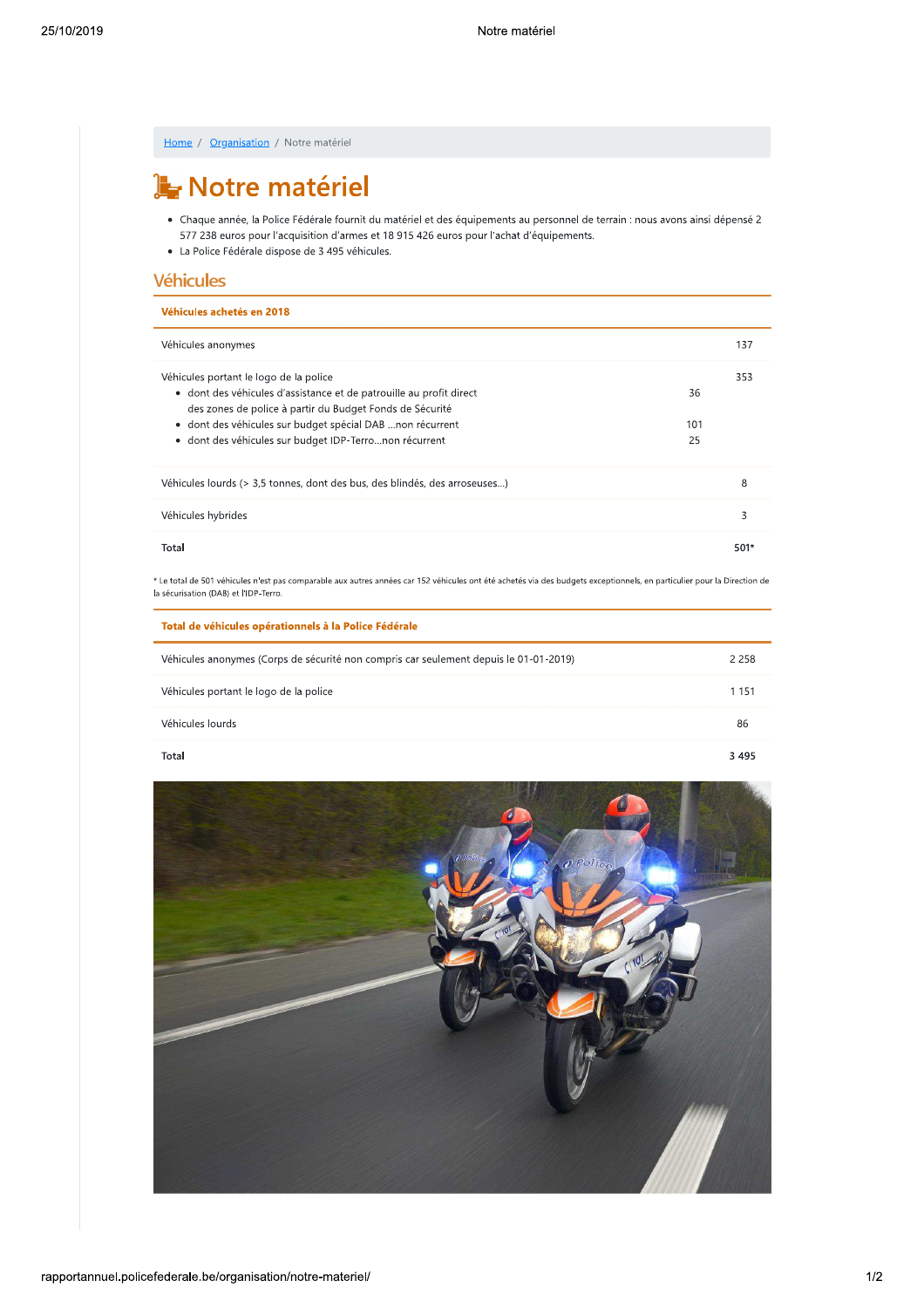Home / Organisation / Notre matériel

# Notre matériel

- Chaque année, la Police Fédérale fournit du matériel et des équipements au personnel de terrain : nous avons ainsi dépensé 2 577 238 euros pour l'acquisition d'armes et 18 915 426 euros pour l'achat d'équipements.
- La Police Fédérale dispose de 3 495 véhicules.

## Véhicules

| Véhicules achetés en 2018 | | |
|---|---|---|
| Véhicules anonymes | | 137 |
| Véhicules portant le logo de la police | | 353 |
| • dont des véhicules d'assistance et de patrouille au profit direct des zones de police à partir du Budget Fonds de Sécurité | 36 | |
| • dont des véhicules sur budget spécial DAB ...non récurrent | 101 | |
| • dont des véhicules sur budget IDP-Terro...non récurrent | 25 | |
| Véhicules lourds (> 3,5 tonnes, dont des bus, des blindés, des arroseuses...) | | 8 |
| Véhicules hybrides | | 3 |
| **Total** | | **501*** |

* Le total de 501 véhicules n'est pas comparable aux autres années car 152 véhicules ont été achetés via des budgets exceptionnels, en particulier pour la Direction de la sécurisation (DAB) et l'IDP-Terro.

| Total de véhicules opérationnels à la Police Fédérale | |
|---|---|
| Véhicules anonymes (Corps de sécurité non compris car seulement depuis le 01-01-2019) | 2 258 |
| Véhicules portant le logo de la police | 1 151 |
| Véhicules lourds | 86 |
| **Total** | **3 495** |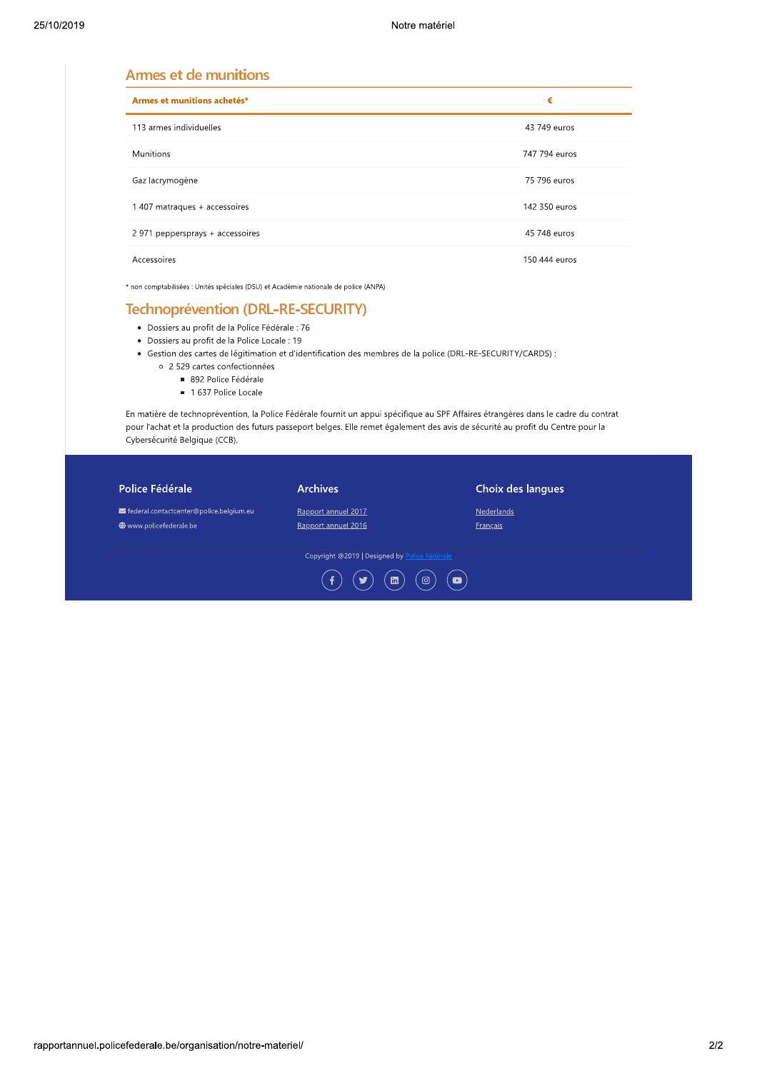## Armes et de munitions

| Armes et munitions achetés* | € |
| --- | --- |
| 113 armes individuelles | 43 749 euros |
| Munitions | 747 794 euros |
| Gaz lacrymogène | 75 796 euros |
| 1 407 matraques + accessoires | 142 350 euros |
| 2 971 peppersprays + accessoires | 45 748 euros |
| Accessoires | 150 444 euros |

* non comptabilisées : Unités spéciales (DSU) et Académie nationale de police (ANPA)

## Technoprévention (DRL-RE-SECURITY)

- Dossiers au profit de la Police Fédérale : 76
- Dossiers au profit de la Police Locale : 19
- Gestion des cartes de légitimation et d'identification des membres de la police (DRL-RE-SECURITY/CARDS) :
  - 2 529 cartes confectionnées
    - 892 Police Fédérale
    - 1 637 Police Locale

En matière de technoprévention, la Police Fédérale fournit un appui spécifique au SPF Affaires étrangères dans le cadre du contrat pour l'achat et la production des futurs passeport belges. Elle remet également des avis de sécurité au profit du Centre pour la Cybersécurité Belgique (CCB).

### Police Fédérale

federal.contactcenter@police.belgium.eu
www.policefederale.be

### Archives

Rapport annuel 2017
Rapport annuel 2016

### Choix des langues

Nederlands
Français

Copyright @2019 | Designed by Police Fédérale